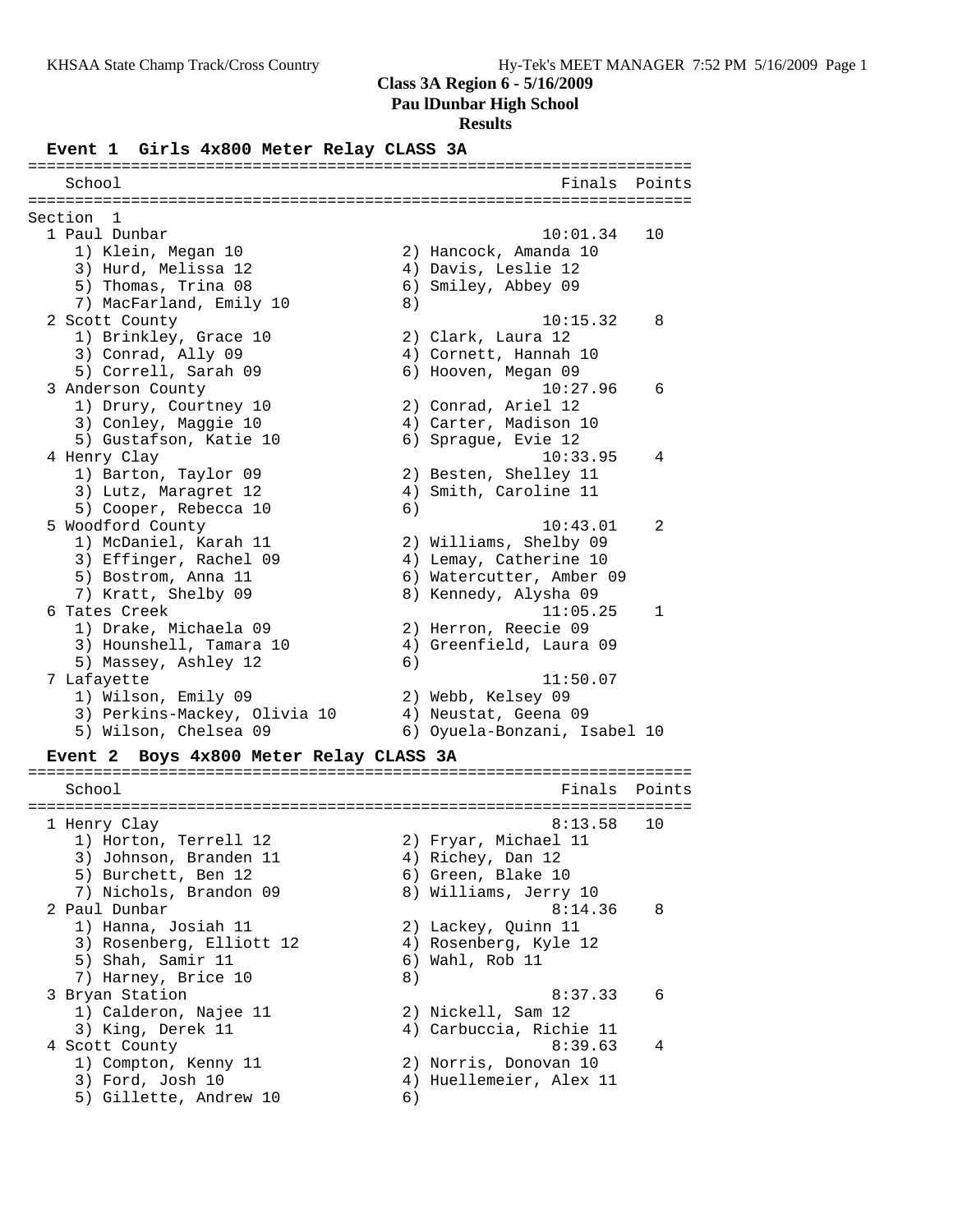## Class 3A Region 6 - 5/16/2009

**Paul Dunbar High School**

**Results**

### Event 1 Girls 4x800 Meter Relay CLASS 3A

| School | Finals | Points |
|---|---|---|
| **Section 1** | | |
| 1 Paul Dunbar | 10:01.34 | 10 |
| 1) Klein, Megan 10; 2) Hancock, Amanda 10; 3) Hurd, Melissa 12; 4) Davis, Leslie 12; 5) Thomas, Trina 08; 6) Smiley, Abbey 09; 7) MacFarland, Emily 10; 8) | | |
| 2 Scott County | 10:15.32 | 8 |
| 1) Brinkley, Grace 10; 2) Clark, Laura 12; 3) Conrad, Ally 09; 4) Cornett, Hannah 10; 5) Correll, Sarah 09; 6) Hooven, Megan 09 | | |
| 3 Anderson County | 10:27.96 | 6 |
| 1) Drury, Courtney 10; 2) Conrad, Ariel 12; 3) Conley, Maggie 10; 4) Carter, Madison 10; 5) Gustafson, Katie 10; 6) Sprague, Evie 12 | | |
| 4 Henry Clay | 10:33.95 | 4 |
| 1) Barton, Taylor 09; 2) Besten, Shelley 11; 3) Lutz, Maragret 12; 4) Smith, Caroline 11; 5) Cooper, Rebecca 10; 6) | | |
| 5 Woodford County | 10:43.01 | 2 |
| 1) McDaniel, Karah 11; 2) Williams, Shelby 09; 3) Effinger, Rachel 09; 4) Lemay, Catherine 10; 5) Bostrom, Anna 11; 6) Watercutter, Amber 09; 7) Kratt, Shelby 09; 8) Kennedy, Alysha 09 | | |
| 6 Tates Creek | 11:05.25 | 1 |
| 1) Drake, Michaela 09; 2) Herron, Reecie 09; 3) Hounshell, Tamara 10; 4) Greenfield, Laura 09; 5) Massey, Ashley 12; 6) | | |
| 7 Lafayette | 11:50.07 | |
| 1) Wilson, Emily 09; 2) Webb, Kelsey 09; 3) Perkins-Mackey, Olivia 10; 4) Neustat, Geena 09; 5) Wilson, Chelsea 09; 6) Oyuela-Bonzani, Isabel 10 | | |

### Event 2 Boys 4x800 Meter Relay CLASS 3A

| School | Finals | Points |
|---|---|---|
| 1 Henry Clay | 8:13.58 | 10 |
| 1) Horton, Terrell 12; 2) Fryar, Michael 11; 3) Johnson, Branden 11; 4) Richey, Dan 12; 5) Burchett, Ben 12; 6) Green, Blake 10; 7) Nichols, Brandon 09; 8) Williams, Jerry 10 | | |
| 2 Paul Dunbar | 8:14.36 | 8 |
| 1) Hanna, Josiah 11; 2) Lackey, Quinn 11; 3) Rosenberg, Elliott 12; 4) Rosenberg, Kyle 12; 5) Shah, Samir 11; 6) Wahl, Rob 11; 7) Harney, Brice 10; 8) | | |
| 3 Bryan Station | 8:37.33 | 6 |
| 1) Calderon, Najee 11; 2) Nickell, Sam 12; 3) King, Derek 11; 4) Carbuccia, Richie 11 | | |
| 4 Scott County | 8:39.63 | 4 |
| 1) Compton, Kenny 11; 2) Norris, Donovan 10; 3) Ford, Josh 10; 4) Huellemeier, Alex 11; 5) Gillette, Andrew 10; 6) | | |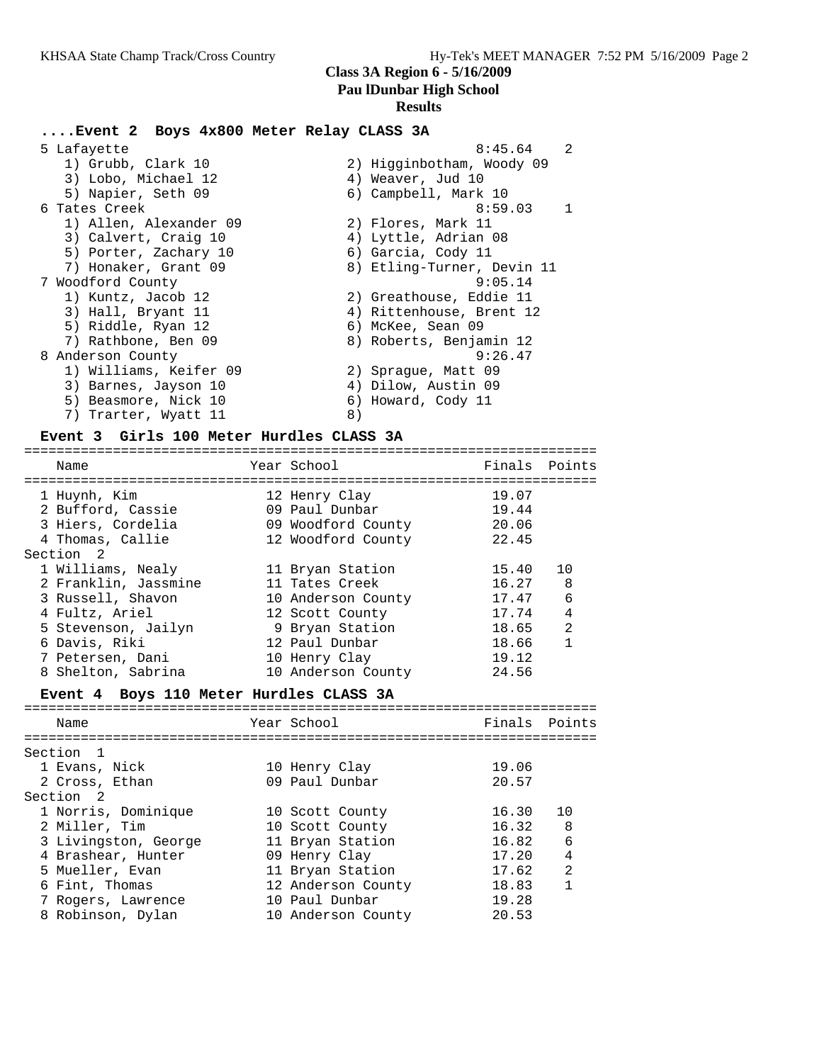# Class 3A Region 6 - 5/16/2009

## Pau lDunbar High School

### Results

#### ....Event 2 Boys 4x800 Meter Relay CLASS 3A

| Place | Team | Finals | Points |
|---|---|---|---|
| 5 | Lafayette | 8:45.64 | 2 |
| | 1) Grubb, Clark 10; 2) Higginbotham, Woody 09; 3) Lobo, Michael 12; 4) Weaver, Jud 10; 5) Napier, Seth 09; 6) Campbell, Mark 10 | | |
| 6 | Tates Creek | 8:59.03 | 1 |
| | 1) Allen, Alexander 09; 2) Flores, Mark 11; 3) Calvert, Craig 10; 4) Lyttle, Adrian 08; 5) Porter, Zachary 10; 6) Garcia, Cody 11; 7) Honaker, Grant 09; 8) Etling-Turner, Devin 11 | | |
| 7 | Woodford County | 9:05.14 | |
| | 1) Kuntz, Jacob 12; 2) Greathouse, Eddie 11; 3) Hall, Bryant 11; 4) Rittenhouse, Brent 12; 5) Riddle, Ryan 12; 6) McKee, Sean 09; 7) Rathbone, Ben 09; 8) Roberts, Benjamin 12 | | |
| 8 | Anderson County | 9:26.47 | |
| | 1) Williams, Keifer 09; 2) Sprague, Matt 09; 3) Barnes, Jayson 10; 4) Dilow, Austin 09; 5) Beasmore, Nick 10; 6) Howard, Cody 11; 7) Trarter, Wyatt 11; 8) | | |

#### Event 3 Girls 100 Meter Hurdles CLASS 3A

| Place | Name | Year | School | Finals | Points |
|---|---|---|---|---|---|
| 1 | Huynh, Kim | 12 | Henry Clay | 19.07 | |
| 2 | Bufford, Cassie | 09 | Paul Dunbar | 19.44 | |
| 3 | Hiers, Cordelia | 09 | Woodford County | 20.06 | |
| 4 | Thomas, Callie | 12 | Woodford County | 22.45 | |
| **Section 2** | | | | | |
| 1 | Williams, Nealy | 11 | Bryan Station | 15.40 | 10 |
| 2 | Franklin, Jassmine | 11 | Tates Creek | 16.27 | 8 |
| 3 | Russell, Shavon | 10 | Anderson County | 17.47 | 6 |
| 4 | Fultz, Ariel | 12 | Scott County | 17.74 | 4 |
| 5 | Stevenson, Jailyn | 9 | Bryan Station | 18.65 | 2 |
| 6 | Davis, Riki | 12 | Paul Dunbar | 18.66 | 1 |
| 7 | Petersen, Dani | 10 | Henry Clay | 19.12 | |
| 8 | Shelton, Sabrina | 10 | Anderson County | 24.56 | |

#### Event 4 Boys 110 Meter Hurdles CLASS 3A

| Place | Name | Year | School | Finals | Points |
|---|---|---|---|---|---|
| **Section 1** | | | | | |
| 1 | Evans, Nick | 10 | Henry Clay | 19.06 | |
| 2 | Cross, Ethan | 09 | Paul Dunbar | 20.57 | |
| **Section 2** | | | | | |
| 1 | Norris, Dominique | 10 | Scott County | 16.30 | 10 |
| 2 | Miller, Tim | 10 | Scott County | 16.32 | 8 |
| 3 | Livingston, George | 11 | Bryan Station | 16.82 | 6 |
| 4 | Brashear, Hunter | 09 | Henry Clay | 17.20 | 4 |
| 5 | Mueller, Evan | 11 | Bryan Station | 17.62 | 2 |
| 6 | Fint, Thomas | 12 | Anderson County | 18.83 | 1 |
| 7 | Rogers, Lawrence | 10 | Paul Dunbar | 19.28 | |
| 8 | Robinson, Dylan | 10 | Anderson County | 20.53 | |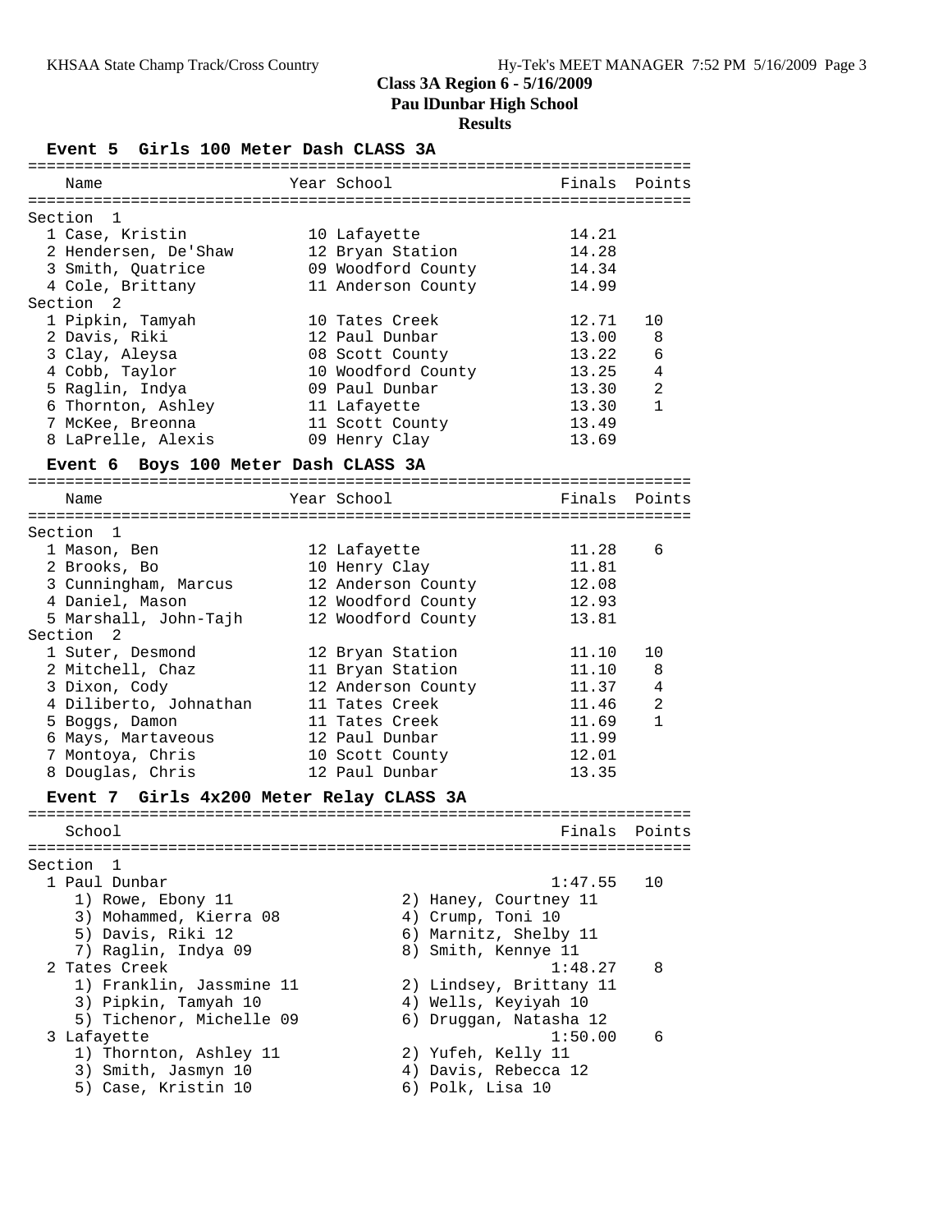# Class 3A Region 6 - 5/16/2009
## Paul Dunbar High School
### Results

**Event 5 Girls 100 Meter Dash CLASS 3A**

| Name | Year | School | Finals | Points |
|---|---|---|---|---|
| **Section 1** | | | | |
| 1 Case, Kristin | 10 | Lafayette | 14.21 | |
| 2 Hendersen, De'Shaw | 12 | Bryan Station | 14.28 | |
| 3 Smith, Quatrice | 09 | Woodford County | 14.34 | |
| 4 Cole, Brittany | 11 | Anderson County | 14.99 | |
| **Section 2** | | | | |
| 1 Pipkin, Tamyah | 10 | Tates Creek | 12.71 | 10 |
| 2 Davis, Riki | 12 | Paul Dunbar | 13.00 | 8 |
| 3 Clay, Aleysa | 08 | Scott County | 13.22 | 6 |
| 4 Cobb, Taylor | 10 | Woodford County | 13.25 | 4 |
| 5 Raglin, Indya | 09 | Paul Dunbar | 13.30 | 2 |
| 6 Thornton, Ashley | 11 | Lafayette | 13.30 | 1 |
| 7 McKee, Breonna | 11 | Scott County | 13.49 | |
| 8 LaPrelle, Alexis | 09 | Henry Clay | 13.69 | |

**Event 6 Boys 100 Meter Dash CLASS 3A**

| Name | Year | School | Finals | Points |
|---|---|---|---|---|
| **Section 1** | | | | |
| 1 Mason, Ben | 12 | Lafayette | 11.28 | 6 |
| 2 Brooks, Bo | 10 | Henry Clay | 11.81 | |
| 3 Cunningham, Marcus | 12 | Anderson County | 12.08 | |
| 4 Daniel, Mason | 12 | Woodford County | 12.93 | |
| 5 Marshall, John-Tajh | 12 | Woodford County | 13.81 | |
| **Section 2** | | | | |
| 1 Suter, Desmond | 12 | Bryan Station | 11.10 | 10 |
| 2 Mitchell, Chaz | 11 | Bryan Station | 11.10 | 8 |
| 3 Dixon, Cody | 12 | Anderson County | 11.37 | 4 |
| 4 Diliberto, Johnathan | 11 | Tates Creek | 11.46 | 2 |
| 5 Boggs, Damon | 11 | Tates Creek | 11.69 | 1 |
| 6 Mays, Martaveous | 12 | Paul Dunbar | 11.99 | |
| 7 Montoya, Chris | 10 | Scott County | 12.01 | |
| 8 Douglas, Chris | 12 | Paul Dunbar | 13.35 | |

**Event 7 Girls 4x200 Meter Relay CLASS 3A**

| School | Finals | Points |
|---|---|---|
| **Section 1** | | |
| 1 Paul Dunbar | 1:47.55 | 10 |
| 1) Rowe, Ebony 11; 2) Haney, Courtney 11; 3) Mohammed, Kierra 08; 4) Crump, Toni 10; 5) Davis, Riki 12; 6) Marnitz, Shelby 11; 7) Raglin, Indya 09; 8) Smith, Kennye 11 | | |
| 2 Tates Creek | 1:48.27 | 8 |
| 1) Franklin, Jassmine 11; 2) Lindsey, Brittany 11; 3) Pipkin, Tamyah 10; 4) Wells, Keyiyah 10; 5) Tichenor, Michelle 09; 6) Druggan, Natasha 12 | | |
| 3 Lafayette | 1:50.00 | 6 |
| 1) Thornton, Ashley 11; 2) Yufeh, Kelly 11; 3) Smith, Jasmyn 10; 4) Davis, Rebecca 12; 5) Case, Kristin 10; 6) Polk, Lisa 10 | | |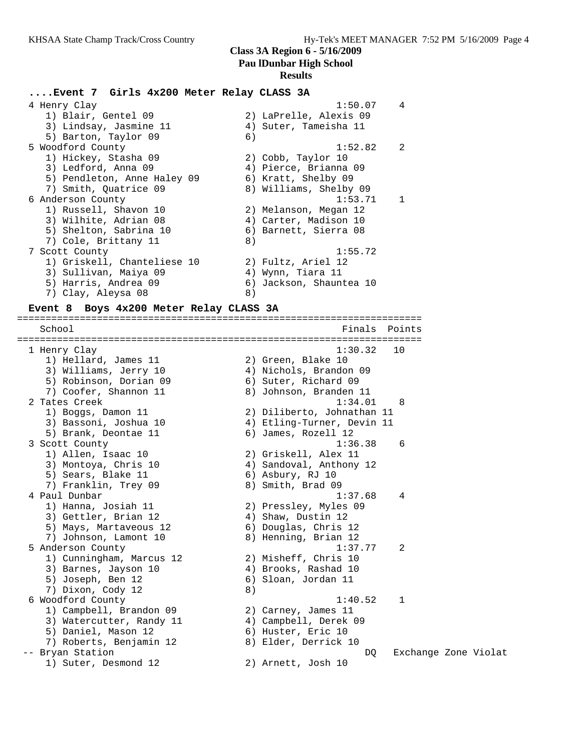**Class 3A Region 6 - 5/16/2009**
**Pau lDunbar High School**
**Results**

### ....Event 7 Girls 4x200 Meter Relay CLASS 3A

```
  4 Henry Clay                                         1:50.07    4
     1) Blair, Gentel 09                2) LaPrelle, Alexis 09
     3) Lindsay, Jasmine 11             4) Suter, Tameisha 11
     5) Barton, Taylor 09               6)
  5 Woodford County                                    1:52.82    2
     1) Hickey, Stasha 09               2) Cobb, Taylor 10
     3) Ledford, Anna 09                4) Pierce, Brianna 09
     5) Pendleton, Anne Haley 09        6) Kratt, Shelby 09
     7) Smith, Quatrice 09              8) Williams, Shelby 09
  6 Anderson County                                    1:53.71    1
     1) Russell, Shavon 10              2) Melanson, Megan 12
     3) Wilhite, Adrian 08              4) Carter, Madison 10
     5) Shelton, Sabrina 10             6) Barnett, Sierra 08
     7) Cole, Brittany 11               8)
  7 Scott County                                       1:55.72
     1) Griskell, Chanteliese 10        2) Fultz, Ariel 12
     3) Sullivan, Maiya 09              4) Wynn, Tiara 11
     5) Harris, Andrea 09               6) Jackson, Shauntea 10
     7) Clay, Aleysa 08                 8)
```

### Event 8 Boys 4x200 Meter Relay CLASS 3A

```
=======================================================================
    School                                               Finals  Points
=======================================================================
  1 Henry Clay                                         1:30.32   10
     1) Hellard, James 11               2) Green, Blake 10
     3) Williams, Jerry 10              4) Nichols, Brandon 09
     5) Robinson, Dorian 09             6) Suter, Richard 09
     7) Coofer, Shannon 11              8) Johnson, Branden 11
  2 Tates Creek                                        1:34.01    8
     1) Boggs, Damon 11                 2) Diliberto, Johnathan 11
     3) Bassoni, Joshua 10              4) Etling-Turner, Devin 11
     5) Brank, Deontae 11               6) James, Rozell 12
  3 Scott County                                       1:36.38    6
     1) Allen, Isaac 10                 2) Griskell, Alex 11
     3) Montoya, Chris 10               4) Sandoval, Anthony 12
     5) Sears, Blake 11                 6) Asbury, RJ 10
     7) Franklin, Trey 09               8) Smith, Brad 09
  4 Paul Dunbar                                        1:37.68    4
     1) Hanna, Josiah 11                2) Pressley, Myles 09
     3) Gettler, Brian 12               4) Shaw, Dustin 12
     5) Mays, Martaveous 12             6) Douglas, Chris 12
     7) Johnson, Lamont 10              8) Henning, Brian 12
  5 Anderson County                                    1:37.77    2
     1) Cunningham, Marcus 12           2) Misheff, Chris 10
     3) Barnes, Jayson 10               4) Brooks, Rashad 10
     5) Joseph, Ben 12                  6) Sloan, Jordan 11
     7) Dixon, Cody 12                  8)
  6 Woodford County                                    1:40.52    1
     1) Campbell, Brandon 09            2) Carney, James 11
     3) Watercutter, Randy 11           4) Campbell, Derek 09
     5) Daniel, Mason 12                6) Huster, Eric 10
     7) Roberts, Benjamin 12            8) Elder, Derrick 10
 -- Bryan Station                                           DQ   Exchange Zone Violat
     1) Suter, Desmond 12               2) Arnett, Josh 10
```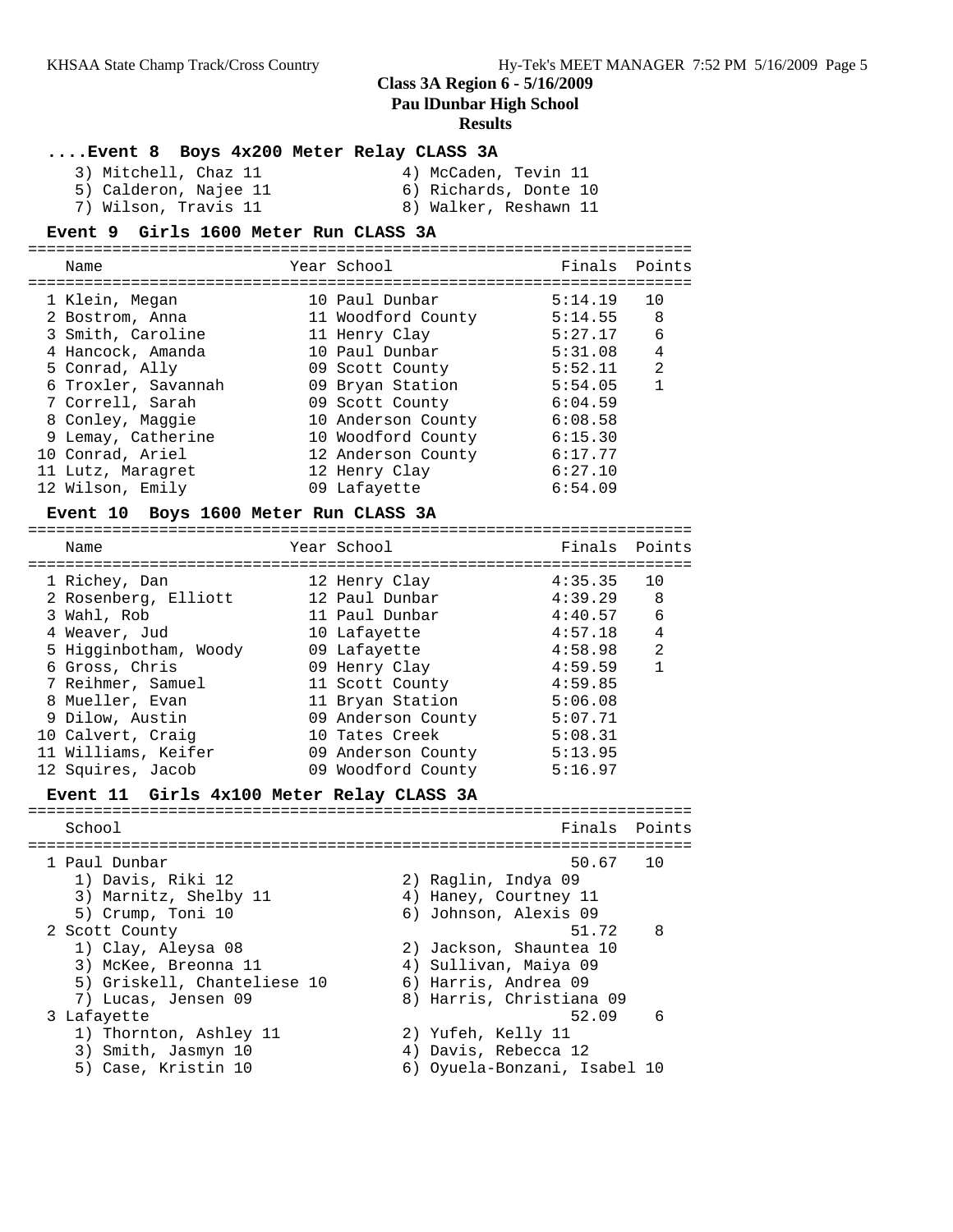# Class 3A Region 6 - 5/16/2009

## Pau lDunbar High School

### Results

#### ....Event 8 Boys 4x200 Meter Relay CLASS 3A

| | |
|---|---|
| 3) Mitchell, Chaz 11 | 4) McCaden, Tevin 11 |
| 5) Calderon, Najee 11 | 6) Richards, Donte 10 |
| 7) Wilson, Travis 11 | 8) Walker, Reshawn 11 |

#### Event 9 Girls 1600 Meter Run CLASS 3A

| | Name | Year | School | Finals | Points |
|---|---|---|---|---|---|
| 1 | Klein, Megan | 10 | Paul Dunbar | 5:14.19 | 10 |
| 2 | Bostrom, Anna | 11 | Woodford County | 5:14.55 | 8 |
| 3 | Smith, Caroline | 11 | Henry Clay | 5:27.17 | 6 |
| 4 | Hancock, Amanda | 10 | Paul Dunbar | 5:31.08 | 4 |
| 5 | Conrad, Ally | 09 | Scott County | 5:52.11 | 2 |
| 6 | Troxler, Savannah | 09 | Bryan Station | 5:54.05 | 1 |
| 7 | Correll, Sarah | 09 | Scott County | 6:04.59 | |
| 8 | Conley, Maggie | 10 | Anderson County | 6:08.58 | |
| 9 | Lemay, Catherine | 10 | Woodford County | 6:15.30 | |
| 10 | Conrad, Ariel | 12 | Anderson County | 6:17.77 | |
| 11 | Lutz, Maragret | 12 | Henry Clay | 6:27.10 | |
| 12 | Wilson, Emily | 09 | Lafayette | 6:54.09 | |

#### Event 10 Boys 1600 Meter Run CLASS 3A

| | Name | Year | School | Finals | Points |
|---|---|---|---|---|---|
| 1 | Richey, Dan | 12 | Henry Clay | 4:35.35 | 10 |
| 2 | Rosenberg, Elliott | 12 | Paul Dunbar | 4:39.29 | 8 |
| 3 | Wahl, Rob | 11 | Paul Dunbar | 4:40.57 | 6 |
| 4 | Weaver, Jud | 10 | Lafayette | 4:57.18 | 4 |
| 5 | Higginbotham, Woody | 09 | Lafayette | 4:58.98 | 2 |
| 6 | Gross, Chris | 09 | Henry Clay | 4:59.59 | 1 |
| 7 | Reihmer, Samuel | 11 | Scott County | 4:59.85 | |
| 8 | Mueller, Evan | 11 | Bryan Station | 5:06.08 | |
| 9 | Dilow, Austin | 09 | Anderson County | 5:07.71 | |
| 10 | Calvert, Craig | 10 | Tates Creek | 5:08.31 | |
| 11 | Williams, Keifer | 09 | Anderson County | 5:13.95 | |
| 12 | Squires, Jacob | 09 | Woodford County | 5:16.97 | |

#### Event 11 Girls 4x100 Meter Relay CLASS 3A

| School | | Finals | Points |
|---|---|---|---|
| 1 Paul Dunbar | | 50.67 | 10 |
| 1) Davis, Riki 12 | 2) Raglin, Indya 09 | | |
| 3) Marnitz, Shelby 11 | 4) Haney, Courtney 11 | | |
| 5) Crump, Toni 10 | 6) Johnson, Alexis 09 | | |
| 2 Scott County | | 51.72 | 8 |
| 1) Clay, Aleysa 08 | 2) Jackson, Shauntea 10 | | |
| 3) McKee, Breonna 11 | 4) Sullivan, Maiya 09 | | |
| 5) Griskell, Chanteliese 10 | 6) Harris, Andrea 09 | | |
| 7) Lucas, Jensen 09 | 8) Harris, Christiana 09 | | |
| 3 Lafayette | | 52.09 | 6 |
| 1) Thornton, Ashley 11 | 2) Yufeh, Kelly 11 | | |
| 3) Smith, Jasmyn 10 | 4) Davis, Rebecca 12 | | |
| 5) Case, Kristin 10 | 6) Oyuela-Bonzani, Isabel 10 | | |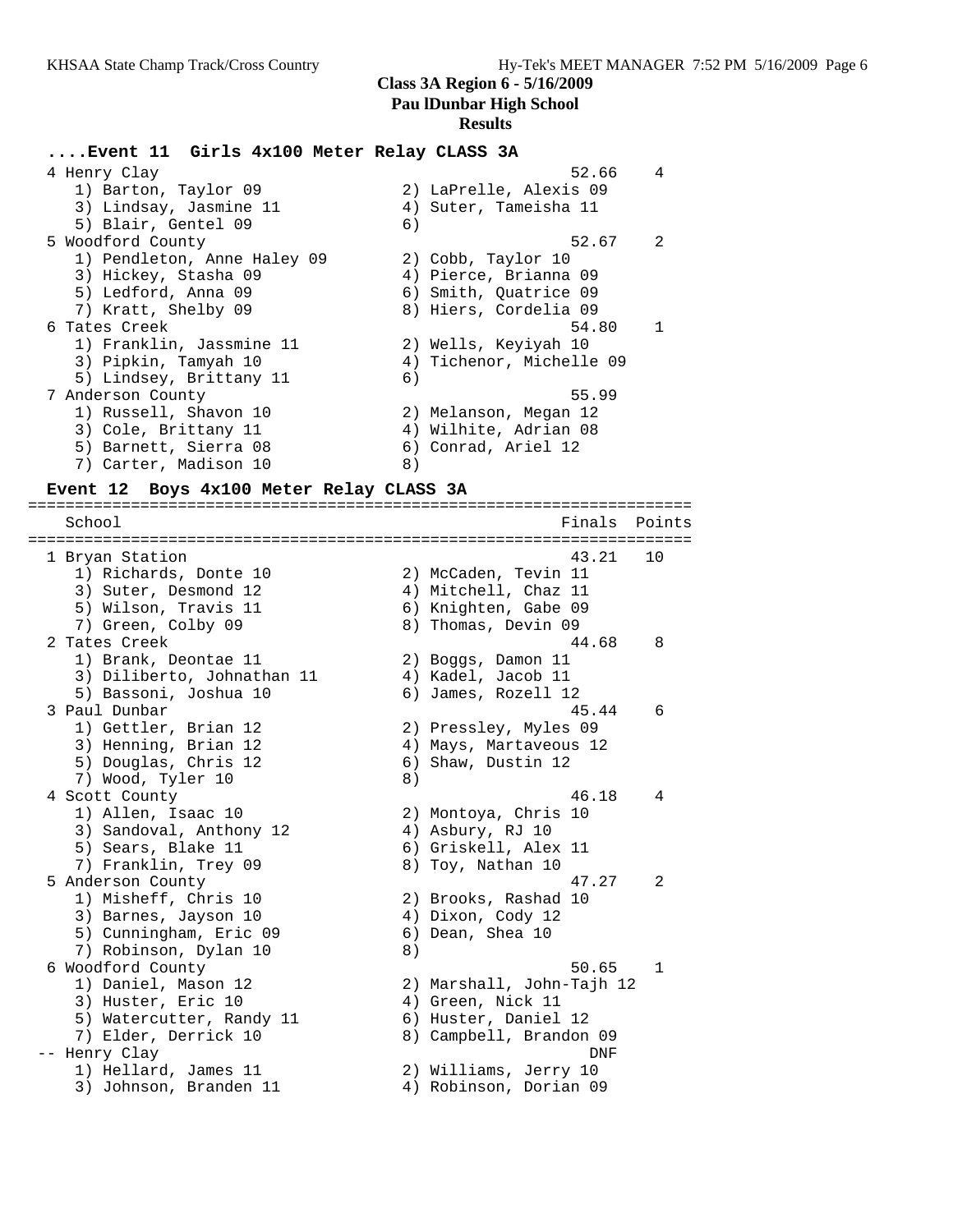**Class 3A Region 6 - 5/16/2009**
**Pau lDunbar High School**
**Results**

### ....Event 11 Girls 4x100 Meter Relay CLASS 3A

```
  4 Henry Clay                                         52.66    4
     1) Barton, Taylor 09              2) LaPrelle, Alexis 09
     3) Lindsay, Jasmine 11            4) Suter, Tameisha 11
     5) Blair, Gentel 09               6)
  5 Woodford County                                    52.67    2
     1) Pendleton, Anne Haley 09       2) Cobb, Taylor 10
     3) Hickey, Stasha 09              4) Pierce, Brianna 09
     5) Ledford, Anna 09               6) Smith, Quatrice 09
     7) Kratt, Shelby 09               8) Hiers, Cordelia 09
  6 Tates Creek                                        54.80    1
     1) Franklin, Jassmine 11          2) Wells, Keyiyah 10
     3) Pipkin, Tamyah 10              4) Tichenor, Michelle 09
     5) Lindsey, Brittany 11           6)
  7 Anderson County                                    55.99
     1) Russell, Shavon 10             2) Melanson, Megan 12
     3) Cole, Brittany 11              4) Wilhite, Adrian 08
     5) Barnett, Sierra 08             6) Conrad, Ariel 12
     7) Carter, Madison 10             8)
```

### Event 12 Boys 4x100 Meter Relay CLASS 3A

```
===================================================================
    School                                           Finals  Points
===================================================================
  1 Bryan Station                                      43.21   10
     1) Richards, Donte 10             2) McCaden, Tevin 11
     3) Suter, Desmond 12              4) Mitchell, Chaz 11
     5) Wilson, Travis 11              6) Knighten, Gabe 09
     7) Green, Colby 09                8) Thomas, Devin 09
  2 Tates Creek                                        44.68    8
     1) Brank, Deontae 11              2) Boggs, Damon 11
     3) Diliberto, Johnathan 11        4) Kadel, Jacob 11
     5) Bassoni, Joshua 10             6) James, Rozell 12
  3 Paul Dunbar                                        45.44    6
     1) Gettler, Brian 12              2) Pressley, Myles 09
     3) Henning, Brian 12              4) Mays, Martaveous 12
     5) Douglas, Chris 12              6) Shaw, Dustin 12
     7) Wood, Tyler 10                 8)
  4 Scott County                                       46.18    4
     1) Allen, Isaac 10                2) Montoya, Chris 10
     3) Sandoval, Anthony 12           4) Asbury, RJ 10
     5) Sears, Blake 11                6) Griskell, Alex 11
     7) Franklin, Trey 09              8) Toy, Nathan 10
  5 Anderson County                                    47.27    2
     1) Misheff, Chris 10              2) Brooks, Rashad 10
     3) Barnes, Jayson 10              4) Dixon, Cody 12
     5) Cunningham, Eric 09            6) Dean, Shea 10
     7) Robinson, Dylan 10             8)
  6 Woodford County                                    50.65    1
     1) Daniel, Mason 12               2) Marshall, John-Tajh 12
     3) Huster, Eric 10                4) Green, Nick 11
     5) Watercutter, Randy 11          6) Huster, Daniel 12
     7) Elder, Derrick 10              8) Campbell, Brandon 09
 -- Henry Clay                                           DNF
     1) Hellard, James 11              2) Williams, Jerry 10
     3) Johnson, Branden 11            4) Robinson, Dorian 09
```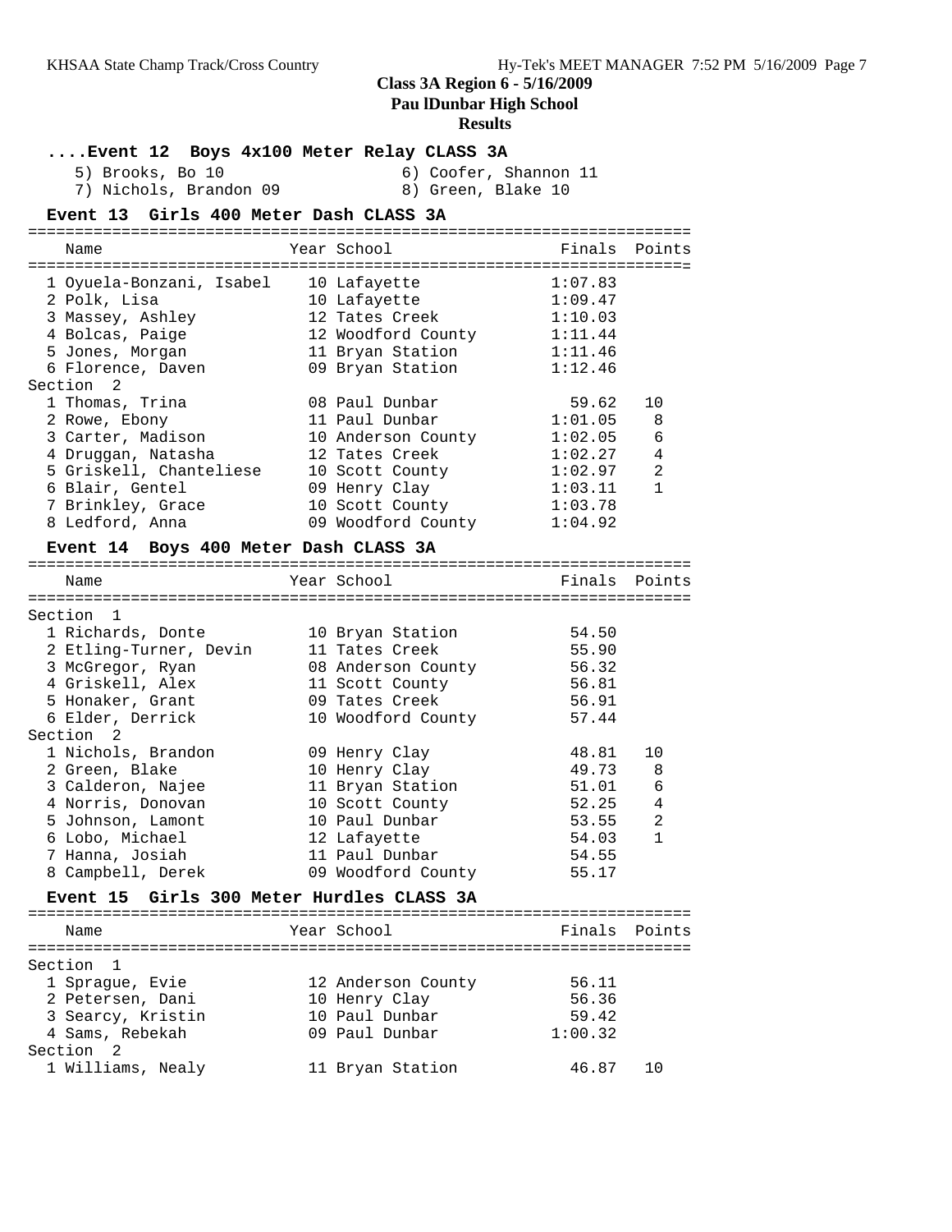## Class 3A Region 6 - 5/16/2009
## Pau lDunbar High School
## Results

### ....Event 12 Boys 4x100 Meter Relay CLASS 3A

5) Brooks, Bo 10
6) Coofer, Shannon 11
7) Nichols, Brandon 09
8) Green, Blake 10

### Event 13 Girls 400 Meter Dash CLASS 3A

| Name | Year | School | Finals | Points |
|---|---|---|---|---|
| 1 Oyuela-Bonzani, Isabel | 10 | Lafayette | 1:07.83 | |
| 2 Polk, Lisa | 10 | Lafayette | 1:09.47 | |
| 3 Massey, Ashley | 12 | Tates Creek | 1:10.03 | |
| 4 Bolcas, Paige | 12 | Woodford County | 1:11.44 | |
| 5 Jones, Morgan | 11 | Bryan Station | 1:11.46 | |
| 6 Florence, Daven | 09 | Bryan Station | 1:12.46 | |
| **Section 2** | | | | |
| 1 Thomas, Trina | 08 | Paul Dunbar | 59.62 | 10 |
| 2 Rowe, Ebony | 11 | Paul Dunbar | 1:01.05 | 8 |
| 3 Carter, Madison | 10 | Anderson County | 1:02.05 | 6 |
| 4 Druggan, Natasha | 12 | Tates Creek | 1:02.27 | 4 |
| 5 Griskell, Chanteliese | 10 | Scott County | 1:02.97 | 2 |
| 6 Blair, Gentel | 09 | Henry Clay | 1:03.11 | 1 |
| 7 Brinkley, Grace | 10 | Scott County | 1:03.78 | |
| 8 Ledford, Anna | 09 | Woodford County | 1:04.92 | |

### Event 14 Boys 400 Meter Dash CLASS 3A

| Name | Year | School | Finals | Points |
|---|---|---|---|---|
| **Section 1** | | | | |
| 1 Richards, Donte | 10 | Bryan Station | 54.50 | |
| 2 Etling-Turner, Devin | 11 | Tates Creek | 55.90 | |
| 3 McGregor, Ryan | 08 | Anderson County | 56.32 | |
| 4 Griskell, Alex | 11 | Scott County | 56.81 | |
| 5 Honaker, Grant | 09 | Tates Creek | 56.91 | |
| 6 Elder, Derrick | 10 | Woodford County | 57.44 | |
| **Section 2** | | | | |
| 1 Nichols, Brandon | 09 | Henry Clay | 48.81 | 10 |
| 2 Green, Blake | 10 | Henry Clay | 49.73 | 8 |
| 3 Calderon, Najee | 11 | Bryan Station | 51.01 | 6 |
| 4 Norris, Donovan | 10 | Scott County | 52.25 | 4 |
| 5 Johnson, Lamont | 10 | Paul Dunbar | 53.55 | 2 |
| 6 Lobo, Michael | 12 | Lafayette | 54.03 | 1 |
| 7 Hanna, Josiah | 11 | Paul Dunbar | 54.55 | |
| 8 Campbell, Derek | 09 | Woodford County | 55.17 | |

### Event 15 Girls 300 Meter Hurdles CLASS 3A

| Name | Year | School | Finals | Points |
|---|---|---|---|---|
| **Section 1** | | | | |
| 1 Sprague, Evie | 12 | Anderson County | 56.11 | |
| 2 Petersen, Dani | 10 | Henry Clay | 56.36 | |
| 3 Searcy, Kristin | 10 | Paul Dunbar | 59.42 | |
| 4 Sams, Rebekah | 09 | Paul Dunbar | 1:00.32 | |
| **Section 2** | | | | |
| 1 Williams, Nealy | 11 | Bryan Station | 46.87 | 10 |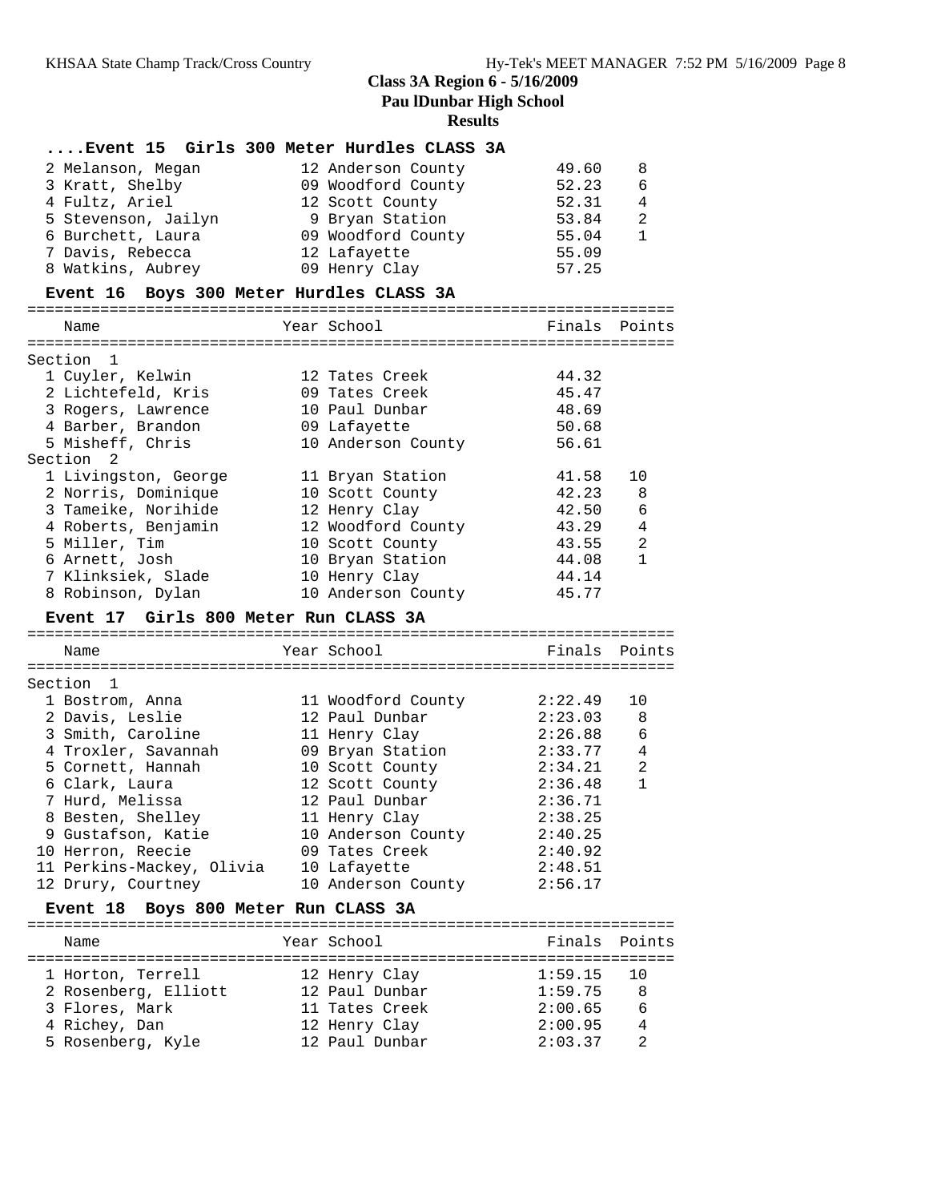## Class 3A Region 6 - 5/16/2009
## Pau lDunbar High School
## Results

### ....Event 15 Girls 300 Meter Hurdles CLASS 3A

| Place | Name | Year | School | Finals | Points |
|---|---|---|---|---|---|
| 2 | Melanson, Megan | 12 | Anderson County | 49.60 | 8 |
| 3 | Kratt, Shelby | 09 | Woodford County | 52.23 | 6 |
| 4 | Fultz, Ariel | 12 | Scott County | 52.31 | 4 |
| 5 | Stevenson, Jailyn | 9 | Bryan Station | 53.84 | 2 |
| 6 | Burchett, Laura | 09 | Woodford County | 55.04 | 1 |
| 7 | Davis, Rebecca | 12 | Lafayette | 55.09 | |
| 8 | Watkins, Aubrey | 09 | Henry Clay | 57.25 | |

### Event 16 Boys 300 Meter Hurdles CLASS 3A

| Place | Name | Year | School | Finals | Points |
|---|---|---|---|---|---|
| **Section 1** | | | | | |
| 1 | Cuyler, Kelwin | 12 | Tates Creek | 44.32 | |
| 2 | Lichtefeld, Kris | 09 | Tates Creek | 45.47 | |
| 3 | Rogers, Lawrence | 10 | Paul Dunbar | 48.69 | |
| 4 | Barber, Brandon | 09 | Lafayette | 50.68 | |
| 5 | Misheff, Chris | 10 | Anderson County | 56.61 | |
| **Section 2** | | | | | |
| 1 | Livingston, George | 11 | Bryan Station | 41.58 | 10 |
| 2 | Norris, Dominique | 10 | Scott County | 42.23 | 8 |
| 3 | Tameike, Norihide | 12 | Henry Clay | 42.50 | 6 |
| 4 | Roberts, Benjamin | 12 | Woodford County | 43.29 | 4 |
| 5 | Miller, Tim | 10 | Scott County | 43.55 | 2 |
| 6 | Arnett, Josh | 10 | Bryan Station | 44.08 | 1 |
| 7 | Klinksiek, Slade | 10 | Henry Clay | 44.14 | |
| 8 | Robinson, Dylan | 10 | Anderson County | 45.77 | |

### Event 17 Girls 800 Meter Run CLASS 3A

| Place | Name | Year | School | Finals | Points |
|---|---|---|---|---|---|
| **Section 1** | | | | | |
| 1 | Bostrom, Anna | 11 | Woodford County | 2:22.49 | 10 |
| 2 | Davis, Leslie | 12 | Paul Dunbar | 2:23.03 | 8 |
| 3 | Smith, Caroline | 11 | Henry Clay | 2:26.88 | 6 |
| 4 | Troxler, Savannah | 09 | Bryan Station | 2:33.77 | 4 |
| 5 | Cornett, Hannah | 10 | Scott County | 2:34.21 | 2 |
| 6 | Clark, Laura | 12 | Scott County | 2:36.48 | 1 |
| 7 | Hurd, Melissa | 12 | Paul Dunbar | 2:36.71 | |
| 8 | Besten, Shelley | 11 | Henry Clay | 2:38.25 | |
| 9 | Gustafson, Katie | 10 | Anderson County | 2:40.25 | |
| 10 | Herron, Reecie | 09 | Tates Creek | 2:40.92 | |
| 11 | Perkins-Mackey, Olivia | 10 | Lafayette | 2:48.51 | |
| 12 | Drury, Courtney | 10 | Anderson County | 2:56.17 | |

### Event 18 Boys 800 Meter Run CLASS 3A

| Place | Name | Year | School | Finals | Points |
|---|---|---|---|---|---|
| 1 | Horton, Terrell | 12 | Henry Clay | 1:59.15 | 10 |
| 2 | Rosenberg, Elliott | 12 | Paul Dunbar | 1:59.75 | 8 |
| 3 | Flores, Mark | 11 | Tates Creek | 2:00.65 | 6 |
| 4 | Richey, Dan | 12 | Henry Clay | 2:00.95 | 4 |
| 5 | Rosenberg, Kyle | 12 | Paul Dunbar | 2:03.37 | 2 |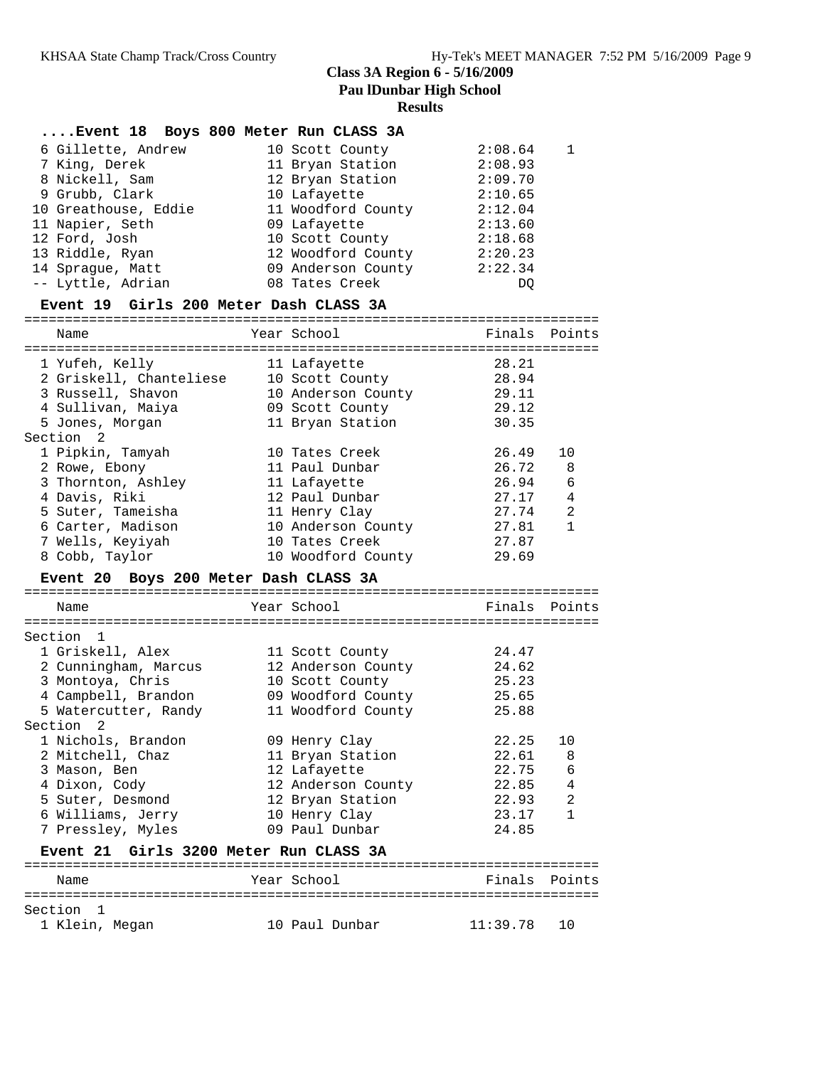# Class 3A Region 6 - 5/16/2009

**Paul Dunbar High School**

**Results**

## ....Event 18 Boys 800 Meter Run CLASS 3A

| Place | Name | Year | School | Finals | Points |
|---|---|---|---|---|---|
| 6 | Gillette, Andrew | 10 | Scott County | 2:08.64 | 1 |
| 7 | King, Derek | 11 | Bryan Station | 2:08.93 | |
| 8 | Nickell, Sam | 12 | Bryan Station | 2:09.70 | |
| 9 | Grubb, Clark | 10 | Lafayette | 2:10.65 | |
| 10 | Greathouse, Eddie | 11 | Woodford County | 2:12.04 | |
| 11 | Napier, Seth | 09 | Lafayette | 2:13.60 | |
| 12 | Ford, Josh | 10 | Scott County | 2:18.68 | |
| 13 | Riddle, Ryan | 12 | Woodford County | 2:20.23 | |
| 14 | Sprague, Matt | 09 | Anderson County | 2:22.34 | |
| -- | Lyttle, Adrian | 08 | Tates Creek | DQ | |

## Event 19 Girls 200 Meter Dash CLASS 3A

| Place | Name | Year | School | Finals | Points |
|---|---|---|---|---|---|
| 1 | Yufeh, Kelly | 11 | Lafayette | 28.21 | |
| 2 | Griskell, Chanteliese | 10 | Scott County | 28.94 | |
| 3 | Russell, Shavon | 10 | Anderson County | 29.11 | |
| 4 | Sullivan, Maiya | 09 | Scott County | 29.12 | |
| 5 | Jones, Morgan | 11 | Bryan Station | 30.35 | |
| **Section 2** | | | | | |
| 1 | Pipkin, Tamyah | 10 | Tates Creek | 26.49 | 10 |
| 2 | Rowe, Ebony | 11 | Paul Dunbar | 26.72 | 8 |
| 3 | Thornton, Ashley | 11 | Lafayette | 26.94 | 6 |
| 4 | Davis, Riki | 12 | Paul Dunbar | 27.17 | 4 |
| 5 | Suter, Tameisha | 11 | Henry Clay | 27.74 | 2 |
| 6 | Carter, Madison | 10 | Anderson County | 27.81 | 1 |
| 7 | Wells, Keyiyah | 10 | Tates Creek | 27.87 | |
| 8 | Cobb, Taylor | 10 | Woodford County | 29.69 | |

## Event 20 Boys 200 Meter Dash CLASS 3A

| Place | Name | Year | School | Finals | Points |
|---|---|---|---|---|---|
| **Section 1** | | | | | |
| 1 | Griskell, Alex | 11 | Scott County | 24.47 | |
| 2 | Cunningham, Marcus | 12 | Anderson County | 24.62 | |
| 3 | Montoya, Chris | 10 | Scott County | 25.23 | |
| 4 | Campbell, Brandon | 09 | Woodford County | 25.65 | |
| 5 | Watercutter, Randy | 11 | Woodford County | 25.88 | |
| **Section 2** | | | | | |
| 1 | Nichols, Brandon | 09 | Henry Clay | 22.25 | 10 |
| 2 | Mitchell, Chaz | 11 | Bryan Station | 22.61 | 8 |
| 3 | Mason, Ben | 12 | Lafayette | 22.75 | 6 |
| 4 | Dixon, Cody | 12 | Anderson County | 22.85 | 4 |
| 5 | Suter, Desmond | 12 | Bryan Station | 22.93 | 2 |
| 6 | Williams, Jerry | 10 | Henry Clay | 23.17 | 1 |
| 7 | Pressley, Myles | 09 | Paul Dunbar | 24.85 | |

## Event 21 Girls 3200 Meter Run CLASS 3A

| Place | Name | Year | School | Finals | Points |
|---|---|---|---|---|---|
| **Section 1** | | | | | |
| 1 | Klein, Megan | 10 | Paul Dunbar | 11:39.78 | 10 |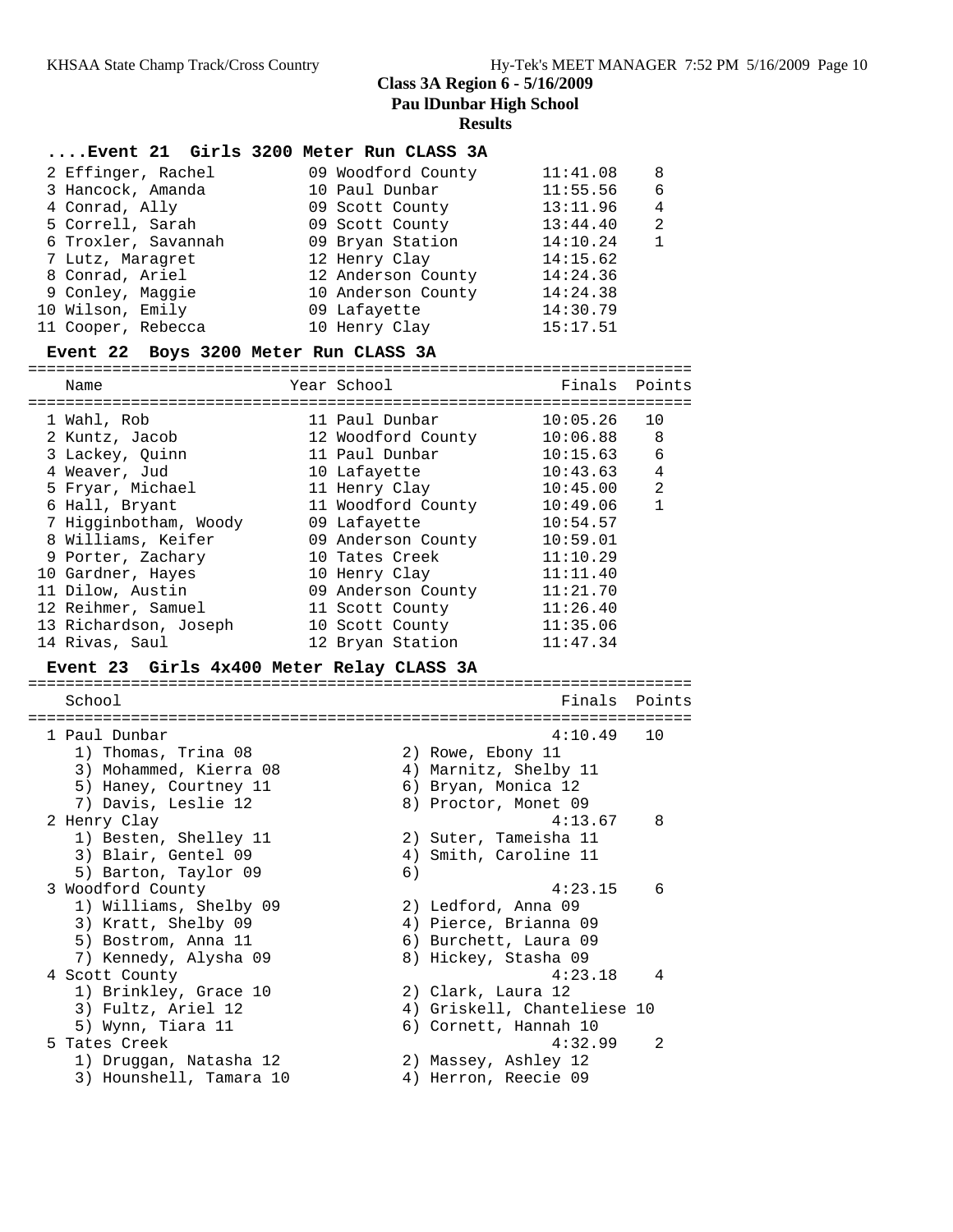## Class 3A Region 6 - 5/16/2009

**Paul Dunbar High School**

**Results**

### ....Event 21 Girls 3200 Meter Run CLASS 3A

| Place | Name | Year | School | Finals | Points |
|---|---|---|---|---|---|
| 2 | Effinger, Rachel | 09 | Woodford County | 11:41.08 | 8 |
| 3 | Hancock, Amanda | 10 | Paul Dunbar | 11:55.56 | 6 |
| 4 | Conrad, Ally | 09 | Scott County | 13:11.96 | 4 |
| 5 | Correll, Sarah | 09 | Scott County | 13:44.40 | 2 |
| 6 | Troxler, Savannah | 09 | Bryan Station | 14:10.24 | 1 |
| 7 | Lutz, Maragret | 12 | Henry Clay | 14:15.62 | |
| 8 | Conrad, Ariel | 12 | Anderson County | 14:24.36 | |
| 9 | Conley, Maggie | 10 | Anderson County | 14:24.38 | |
| 10 | Wilson, Emily | 09 | Lafayette | 14:30.79 | |
| 11 | Cooper, Rebecca | 10 | Henry Clay | 15:17.51 | |

### Event 22 Boys 3200 Meter Run CLASS 3A

| Place | Name | Year | School | Finals | Points |
|---|---|---|---|---|---|
| 1 | Wahl, Rob | 11 | Paul Dunbar | 10:05.26 | 10 |
| 2 | Kuntz, Jacob | 12 | Woodford County | 10:06.88 | 8 |
| 3 | Lackey, Quinn | 11 | Paul Dunbar | 10:15.63 | 6 |
| 4 | Weaver, Jud | 10 | Lafayette | 10:43.63 | 4 |
| 5 | Fryar, Michael | 11 | Henry Clay | 10:45.00 | 2 |
| 6 | Hall, Bryant | 11 | Woodford County | 10:49.06 | 1 |
| 7 | Higginbotham, Woody | 09 | Lafayette | 10:54.57 | |
| 8 | Williams, Keifer | 09 | Anderson County | 10:59.01 | |
| 9 | Porter, Zachary | 10 | Tates Creek | 11:10.29 | |
| 10 | Gardner, Hayes | 10 | Henry Clay | 11:11.40 | |
| 11 | Dilow, Austin | 09 | Anderson County | 11:21.70 | |
| 12 | Reihmer, Samuel | 11 | Scott County | 11:26.40 | |
| 13 | Richardson, Joseph | 10 | Scott County | 11:35.06 | |
| 14 | Rivas, Saul | 12 | Bryan Station | 11:47.34 | |

### Event 23 Girls 4x400 Meter Relay CLASS 3A

| Place | School | Finals | Points |
|---|---|---|---|
| 1 | Paul Dunbar | 4:10.49 | 10 |
| 2 | Henry Clay | 4:13.67 | 8 |
| 3 | Woodford County | 4:23.15 | 6 |
| 4 | Scott County | 4:23.18 | 4 |
| 5 | Tates Creek | 4:32.99 | 2 |

**1 Paul Dunbar** — 4:10.49 — 10
1) Thomas, Trina 08
2) Rowe, Ebony 11
3) Mohammed, Kierra 08
4) Marnitz, Shelby 11
5) Haney, Courtney 11
6) Bryan, Monica 12
7) Davis, Leslie 12
8) Proctor, Monet 09

**2 Henry Clay** — 4:13.67 — 8
1) Besten, Shelley 11
2) Suter, Tameisha 11
3) Blair, Gentel 09
4) Smith, Caroline 11
5) Barton, Taylor 09
6)

**3 Woodford County** — 4:23.15 — 6
1) Williams, Shelby 09
2) Ledford, Anna 09
3) Kratt, Shelby 09
4) Pierce, Brianna 09
5) Bostrom, Anna 11
6) Burchett, Laura 09
7) Kennedy, Alysha 09
8) Hickey, Stasha 09

**4 Scott County** — 4:23.18 — 4
1) Brinkley, Grace 10
2) Clark, Laura 12
3) Fultz, Ariel 12
4) Griskell, Chanteliese 10
5) Wynn, Tiara 11
6) Cornett, Hannah 10

**5 Tates Creek** — 4:32.99 — 2
1) Druggan, Natasha 12
2) Massey, Ashley 12
3) Hounshell, Tamara 10
4) Herron, Reecie 09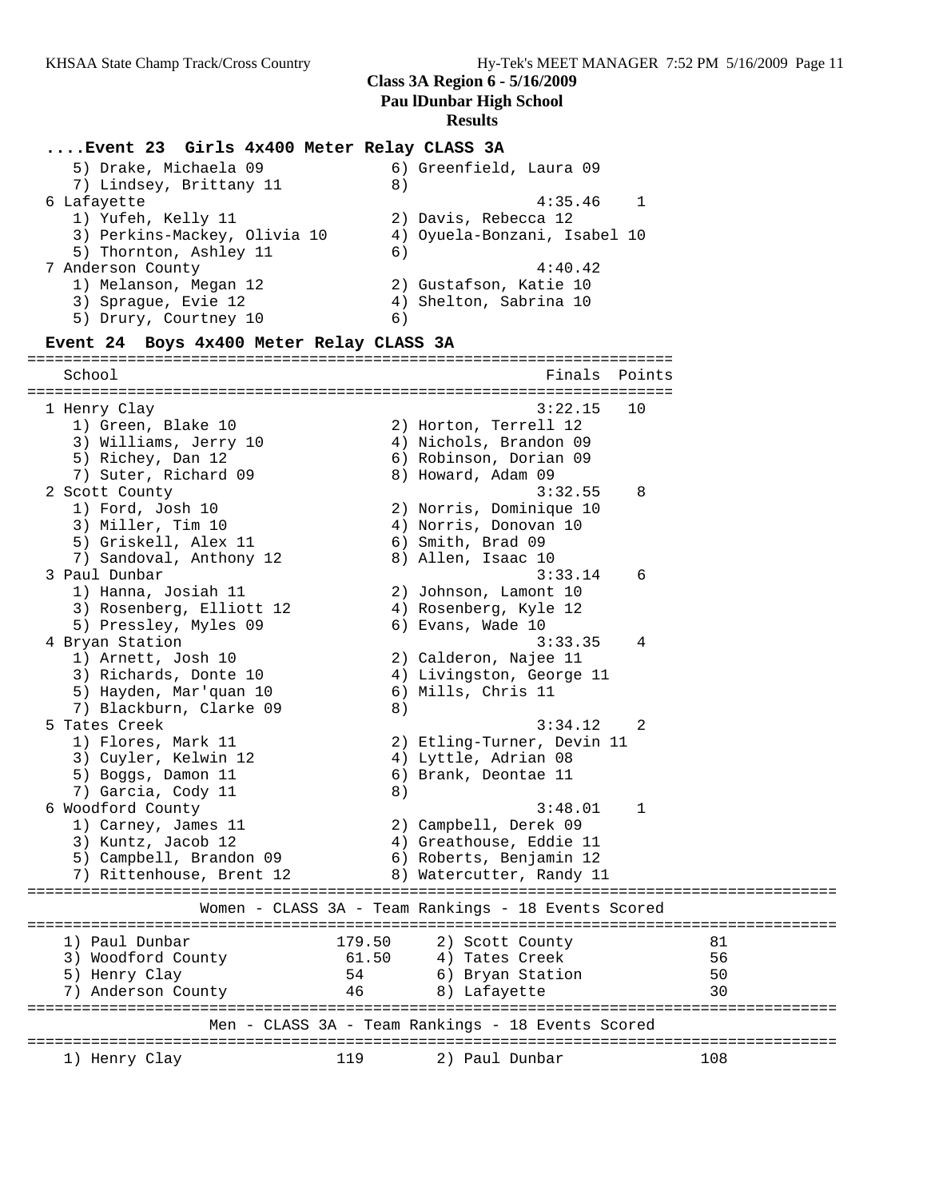**Class 3A Region 6 - 5/16/2009**
**Pau lDunbar High School**
**Results**

### ....Event 23 Girls 4x400 Meter Relay CLASS 3A

```
   5) Drake, Michaela 09              6) Greenfield, Laura 09
   7) Lindsey, Brittany 11            8)
 6 Lafayette                                       4:35.46    1
   1) Yufeh, Kelly 11                 2) Davis, Rebecca 12
   3) Perkins-Mackey, Olivia 10       4) Oyuela-Bonzani, Isabel 10
   5) Thornton, Ashley 11             6)
 7 Anderson County                                 4:40.42
   1) Melanson, Megan 12              2) Gustafson, Katie 10
   3) Sprague, Evie 12                4) Shelton, Sabrina 10
   5) Drury, Courtney 10              6)
```

### Event 24 Boys 4x400 Meter Relay CLASS 3A

```
=====================================================================
   School                                            Finals  Points
=====================================================================
 1 Henry Clay                                      3:22.15   10
   1) Green, Blake 10                 2) Horton, Terrell 12
   3) Williams, Jerry 10              4) Nichols, Brandon 09
   5) Richey, Dan 12                  6) Robinson, Dorian 09
   7) Suter, Richard 09               8) Howard, Adam 09
 2 Scott County                                    3:32.55    8
   1) Ford, Josh 10                   2) Norris, Dominique 10
   3) Miller, Tim 10                  4) Norris, Donovan 10
   5) Griskell, Alex 11               6) Smith, Brad 09
   7) Sandoval, Anthony 12            8) Allen, Isaac 10
 3 Paul Dunbar                                     3:33.14    6
   1) Hanna, Josiah 11                2) Johnson, Lamont 10
   3) Rosenberg, Elliott 12           4) Rosenberg, Kyle 12
   5) Pressley, Myles 09              6) Evans, Wade 10
 4 Bryan Station                                   3:33.35    4
   1) Arnett, Josh 10                 2) Calderon, Najee 11
   3) Richards, Donte 10              4) Livingston, George 11
   5) Hayden, Mar'quan 10             6) Mills, Chris 11
   7) Blackburn, Clarke 09            8)
 5 Tates Creek                                     3:34.12    2
   1) Flores, Mark 11                 2) Etling-Turner, Devin 11
   3) Cuyler, Kelwin 12               4) Lyttle, Adrian 08
   5) Boggs, Damon 11                 6) Brank, Deontae 11
   7) Garcia, Cody 11                 8)
 6 Woodford County                                 3:48.01    1
   1) Carney, James 11                2) Campbell, Derek 09
   3) Kuntz, Jacob 12                 4) Greathouse, Eddie 11
   5) Campbell, Brandon 09            6) Roberts, Benjamin 12
   7) Rittenhouse, Brent 12           8) Watercutter, Randy 11
```

### Women - CLASS 3A - Team Rankings - 18 Events Scored

| Rank | Team | Points | Rank | Team | Points |
|---|---|---|---|---|---|
| 1) | Paul Dunbar | 179.50 | 2) | Scott County | 81 |
| 3) | Woodford County | 61.50 | 4) | Tates Creek | 56 |
| 5) | Henry Clay | 54 | 6) | Bryan Station | 50 |
| 7) | Anderson County | 46 | 8) | Lafayette | 30 |

### Men - CLASS 3A - Team Rankings - 18 Events Scored

| Rank | Team | Points | Rank | Team | Points |
|---|---|---|---|---|---|
| 1) | Henry Clay | 119 | 2) | Paul Dunbar | 108 |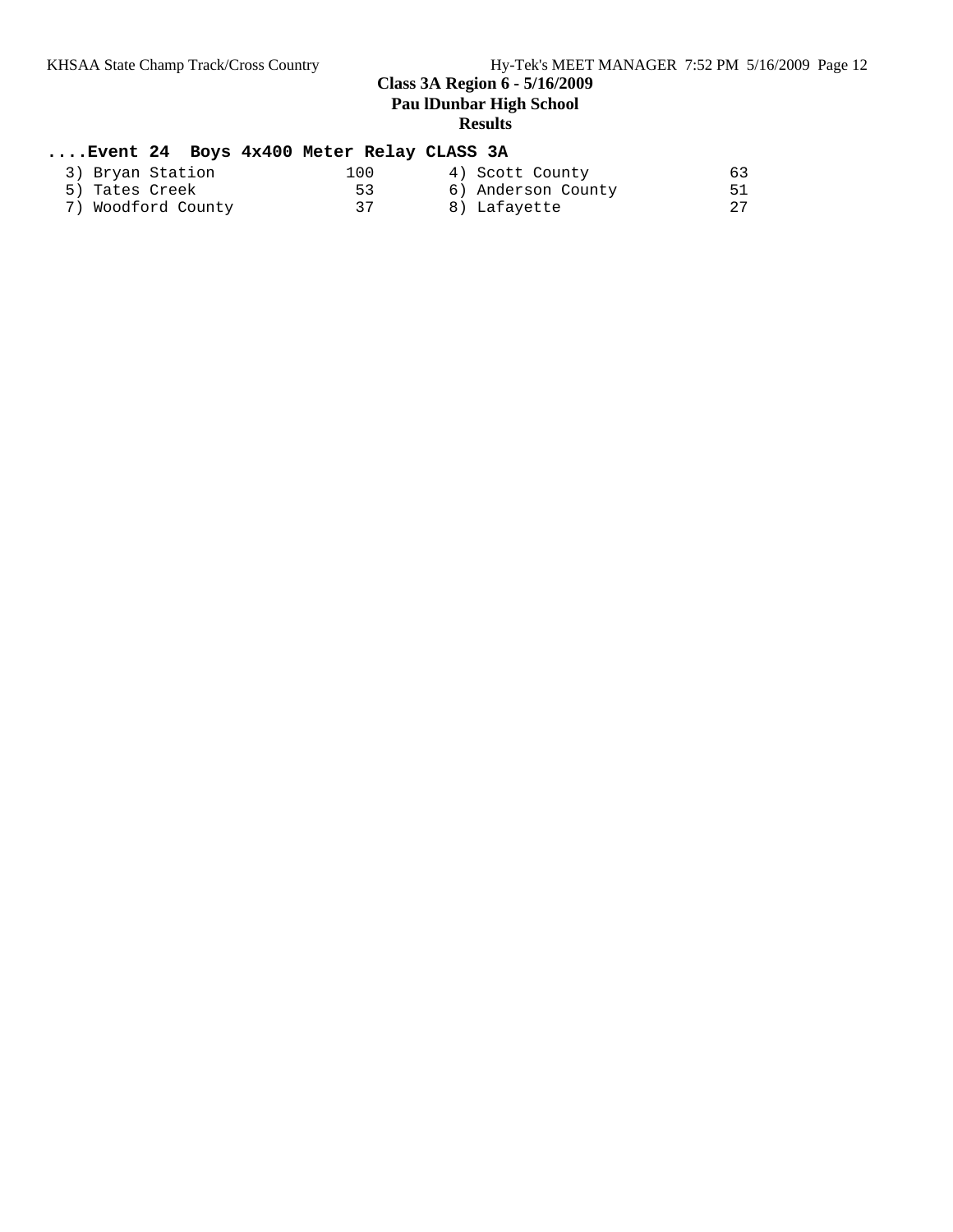**Class 3A Region 6 - 5/16/2009**

**Pau lDunbar High School**

**Results**

### ....Event 24 Boys 4x400 Meter Relay CLASS 3A

| | | | |
|---|---|---|---|
| 3) Bryan Station | 100 | 4) Scott County | 63 |
| 5) Tates Creek | 53 | 6) Anderson County | 51 |
| 7) Woodford County | 37 | 8) Lafayette | 27 |